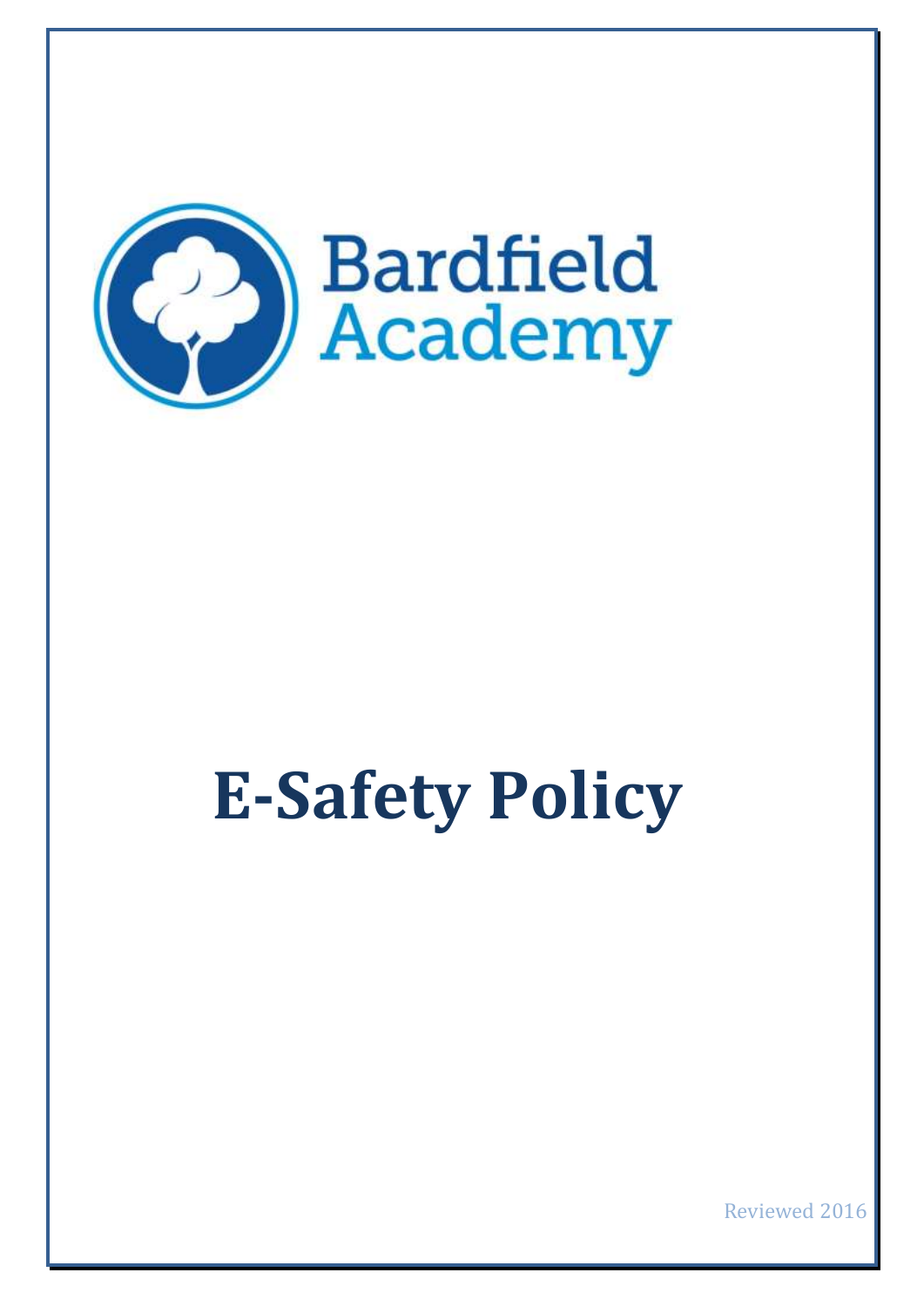Bardfield Academy

# E-Safety Policy

Reviewed 2016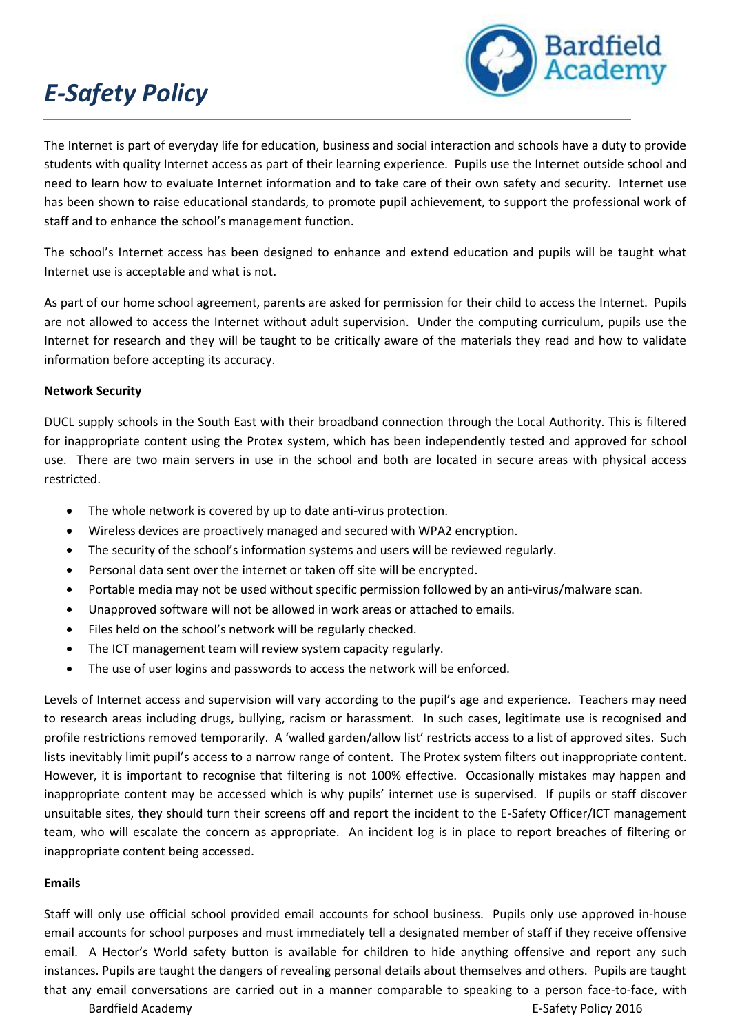// E-Safety Policy

The Internet is part of everyday life for education, business and social interaction and schools have a duty to provide students with quality Internet access as part of their learning experience. Pupils use the Internet outside school and need to learn how to evaluate Internet information and to take care of their own safety and security. Internet use has been shown to raise educational standards, to promote pupil achievement, to support the professional work of staff and to enhance the school's management function.

The school's Internet access has been designed to enhance and extend education and pupils will be taught what Internet use is acceptable and what is not.

As part of our home school agreement, parents are asked for permission for their child to access the Internet. Pupils are not allowed to access the Internet without adult supervision. Under the computing curriculum, pupils use the Internet for research and they will be taught to be critically aware of the materials they read and how to validate information before accepting its accuracy.

**Network Security**

DUCL supply schools in the South East with their broadband connection through the Local Authority. This is filtered for inappropriate content using the Protex system, which has been independently tested and approved for school use. There are two main servers in use in the school and both are located in secure areas with physical access restricted.

- The whole network is covered by up to date anti-virus protection.
- Wireless devices are proactively managed and secured with WPA2 encryption.
- The security of the school's information systems and users will be reviewed regularly.
- Personal data sent over the internet or taken off site will be encrypted.
- Portable media may not be used without specific permission followed by an anti-virus/malware scan.
- Unapproved software will not be allowed in work areas or attached to emails.
- Files held on the school's network will be regularly checked.
- The ICT management team will review system capacity regularly.
- The use of user logins and passwords to access the network will be enforced.

Levels of Internet access and supervision will vary according to the pupil's age and experience. Teachers may need to research areas including drugs, bullying, racism or harassment. In such cases, legitimate use is recognised and profile restrictions removed temporarily. A 'walled garden/allow list' restricts access to a list of approved sites. Such lists inevitably limit pupil's access to a narrow range of content. The Protex system filters out inappropriate content. However, it is important to recognise that filtering is not 100% effective. Occasionally mistakes may happen and inappropriate content may be accessed which is why pupils' internet use is supervised. If pupils or staff discover unsuitable sites, they should turn their screens off and report the incident to the E-Safety Officer/ICT management team, who will escalate the concern as appropriate. An incident log is in place to report breaches of filtering or inappropriate content being accessed.

**Emails**

Staff will only use official school provided email accounts for school business. Pupils only use approved in-house email accounts for school purposes and must immediately tell a designated member of staff if they receive offensive email. A Hector's World safety button is available for children to hide anything offensive and report any such instances. Pupils are taught the dangers of revealing personal details about themselves and others. Pupils are taught that any email conversations are carried out in a manner comparable to speaking to a person face-to-face, with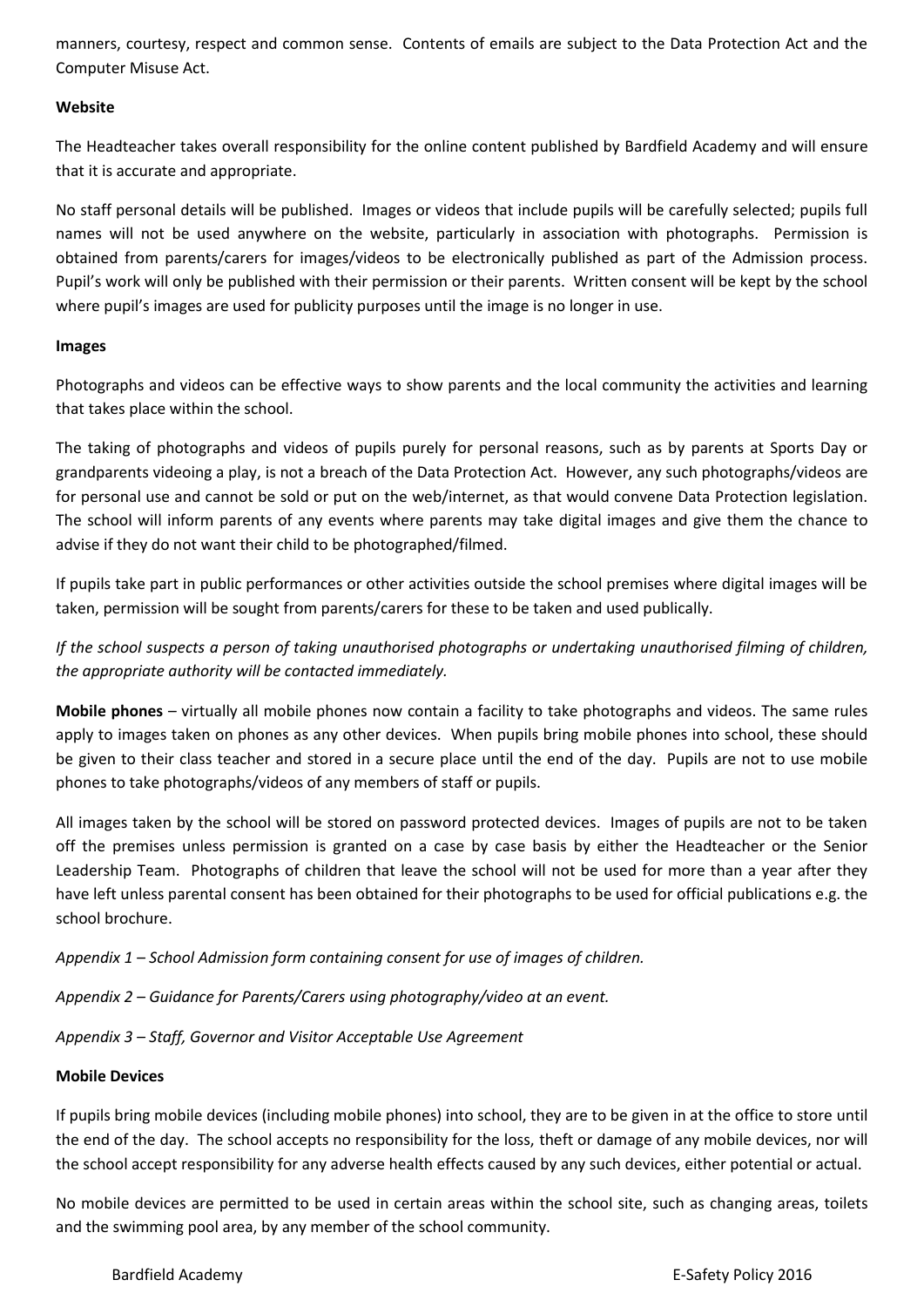manners, courtesy, respect and common sense. Contents of emails are subject to the Data Protection Act and the Computer Misuse Act.

**Website**

The Headteacher takes overall responsibility for the online content published by Bardfield Academy and will ensure that it is accurate and appropriate.

No staff personal details will be published. Images or videos that include pupils will be carefully selected; pupils full names will not be used anywhere on the website, particularly in association with photographs. Permission is obtained from parents/carers for images/videos to be electronically published as part of the Admission process. Pupil's work will only be published with their permission or their parents. Written consent will be kept by the school where pupil's images are used for publicity purposes until the image is no longer in use.

**Images**

Photographs and videos can be effective ways to show parents and the local community the activities and learning that takes place within the school.

The taking of photographs and videos of pupils purely for personal reasons, such as by parents at Sports Day or grandparents videoing a play, is not a breach of the Data Protection Act. However, any such photographs/videos are for personal use and cannot be sold or put on the web/internet, as that would convene Data Protection legislation. The school will inform parents of any events where parents may take digital images and give them the chance to advise if they do not want their child to be photographed/filmed.

If pupils take part in public performances or other activities outside the school premises where digital images will be taken, permission will be sought from parents/carers for these to be taken and used publically.

*If the school suspects a person of taking unauthorised photographs or undertaking unauthorised filming of children, the appropriate authority will be contacted immediately.*

**Mobile phones** – virtually all mobile phones now contain a facility to take photographs and videos. The same rules apply to images taken on phones as any other devices. When pupils bring mobile phones into school, these should be given to their class teacher and stored in a secure place until the end of the day. Pupils are not to use mobile phones to take photographs/videos of any members of staff or pupils.

All images taken by the school will be stored on password protected devices. Images of pupils are not to be taken off the premises unless permission is granted on a case by case basis by either the Headteacher or the Senior Leadership Team. Photographs of children that leave the school will not be used for more than a year after they have left unless parental consent has been obtained for their photographs to be used for official publications e.g. the school brochure.

*Appendix 1 – School Admission form containing consent for use of images of children.*

*Appendix 2 – Guidance for Parents/Carers using photography/video at an event.*

*Appendix 3 – Staff, Governor and Visitor Acceptable Use Agreement*

**Mobile Devices**

If pupils bring mobile devices (including mobile phones) into school, they are to be given in at the office to store until the end of the day. The school accepts no responsibility for the loss, theft or damage of any mobile devices, nor will the school accept responsibility for any adverse health effects caused by any such devices, either potential or actual.

No mobile devices are permitted to be used in certain areas within the school site, such as changing areas, toilets and the swimming pool area, by any member of the school community.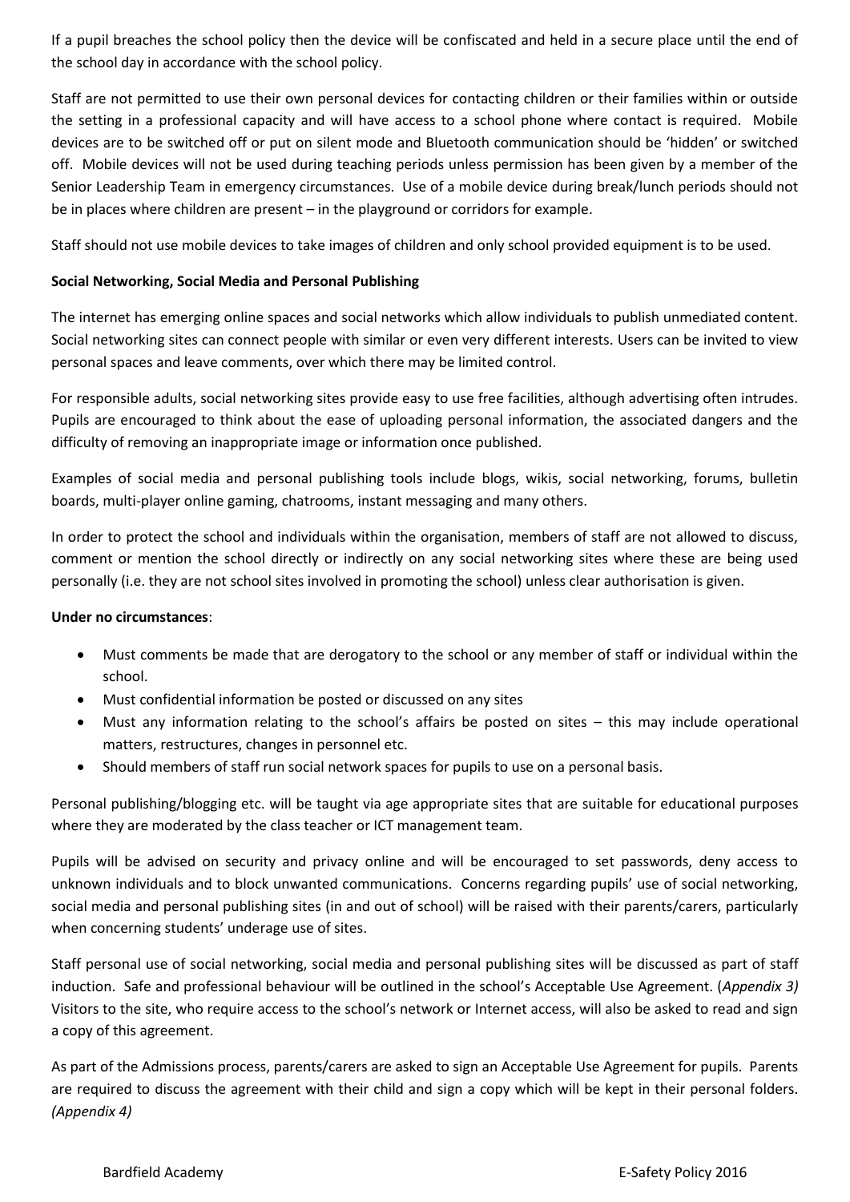If a pupil breaches the school policy then the device will be confiscated and held in a secure place until the end of the school day in accordance with the school policy.

Staff are not permitted to use their own personal devices for contacting children or their families within or outside the setting in a professional capacity and will have access to a school phone where contact is required. Mobile devices are to be switched off or put on silent mode and Bluetooth communication should be 'hidden' or switched off. Mobile devices will not be used during teaching periods unless permission has been given by a member of the Senior Leadership Team in emergency circumstances. Use of a mobile device during break/lunch periods should not be in places where children are present – in the playground or corridors for example.

Staff should not use mobile devices to take images of children and only school provided equipment is to be used.

**Social Networking, Social Media and Personal Publishing**

The internet has emerging online spaces and social networks which allow individuals to publish unmediated content. Social networking sites can connect people with similar or even very different interests. Users can be invited to view personal spaces and leave comments, over which there may be limited control.

For responsible adults, social networking sites provide easy to use free facilities, although advertising often intrudes. Pupils are encouraged to think about the ease of uploading personal information, the associated dangers and the difficulty of removing an inappropriate image or information once published.

Examples of social media and personal publishing tools include blogs, wikis, social networking, forums, bulletin boards, multi-player online gaming, chatrooms, instant messaging and many others.

In order to protect the school and individuals within the organisation, members of staff are not allowed to discuss, comment or mention the school directly or indirectly on any social networking sites where these are being used personally (i.e. they are not school sites involved in promoting the school) unless clear authorisation is given.

**Under no circumstances**:

- Must comments be made that are derogatory to the school or any member of staff or individual within the school.
- Must confidential information be posted or discussed on any sites
- Must any information relating to the school's affairs be posted on sites – this may include operational matters, restructures, changes in personnel etc.
- Should members of staff run social network spaces for pupils to use on a personal basis.

Personal publishing/blogging etc. will be taught via age appropriate sites that are suitable for educational purposes where they are moderated by the class teacher or ICT management team.

Pupils will be advised on security and privacy online and will be encouraged to set passwords, deny access to unknown individuals and to block unwanted communications. Concerns regarding pupils' use of social networking, social media and personal publishing sites (in and out of school) will be raised with their parents/carers, particularly when concerning students' underage use of sites.

Staff personal use of social networking, social media and personal publishing sites will be discussed as part of staff induction. Safe and professional behaviour will be outlined in the school's Acceptable Use Agreement. (*Appendix 3)* Visitors to the site, who require access to the school's network or Internet access, will also be asked to read and sign a copy of this agreement.

As part of the Admissions process, parents/carers are asked to sign an Acceptable Use Agreement for pupils. Parents are required to discuss the agreement with their child and sign a copy which will be kept in their personal folders. *(Appendix 4)*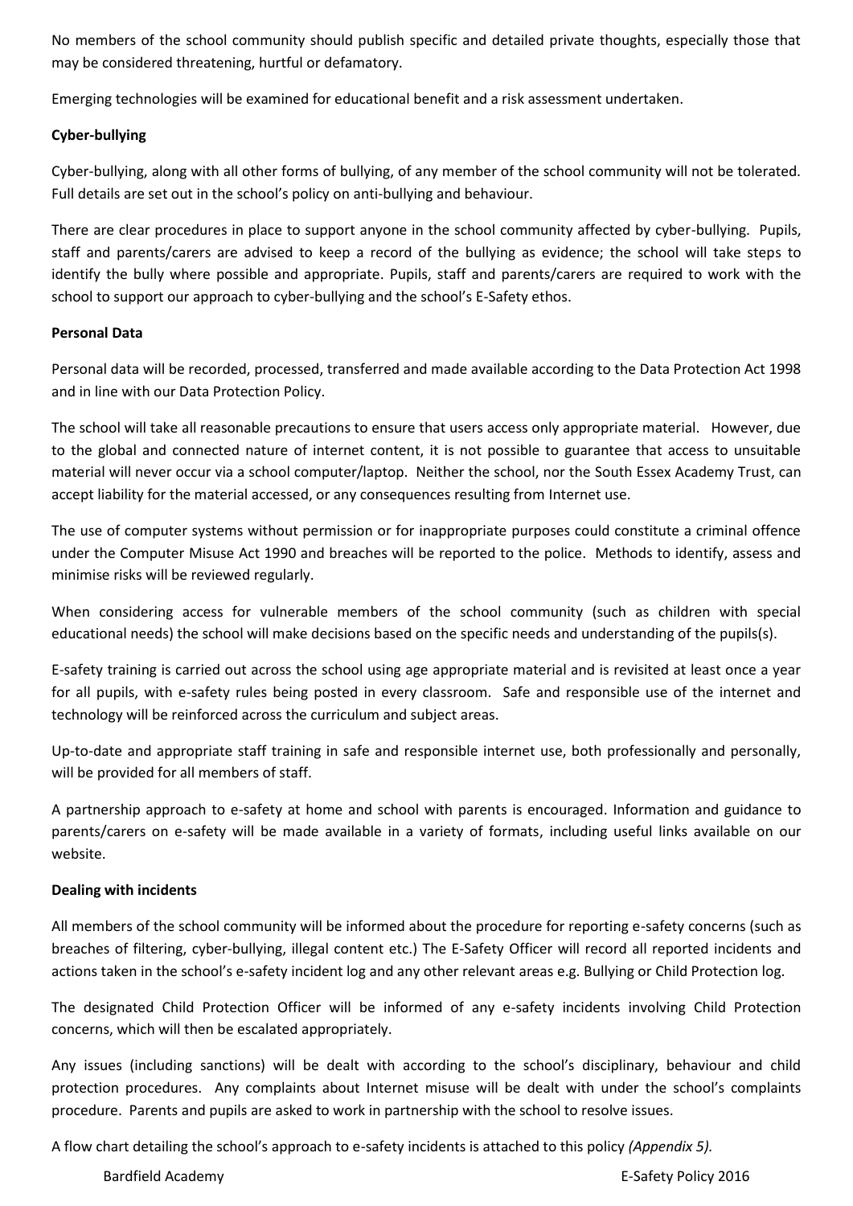No members of the school community should publish specific and detailed private thoughts, especially those that may be considered threatening, hurtful or defamatory.

Emerging technologies will be examined for educational benefit and a risk assessment undertaken.

**Cyber-bullying**

Cyber-bullying, along with all other forms of bullying, of any member of the school community will not be tolerated. Full details are set out in the school's policy on anti-bullying and behaviour.

There are clear procedures in place to support anyone in the school community affected by cyber-bullying. Pupils, staff and parents/carers are advised to keep a record of the bullying as evidence; the school will take steps to identify the bully where possible and appropriate. Pupils, staff and parents/carers are required to work with the school to support our approach to cyber-bullying and the school's E-Safety ethos.

**Personal Data**

Personal data will be recorded, processed, transferred and made available according to the Data Protection Act 1998 and in line with our Data Protection Policy.

The school will take all reasonable precautions to ensure that users access only appropriate material. However, due to the global and connected nature of internet content, it is not possible to guarantee that access to unsuitable material will never occur via a school computer/laptop. Neither the school, nor the South Essex Academy Trust, can accept liability for the material accessed, or any consequences resulting from Internet use.

The use of computer systems without permission or for inappropriate purposes could constitute a criminal offence under the Computer Misuse Act 1990 and breaches will be reported to the police. Methods to identify, assess and minimise risks will be reviewed regularly.

When considering access for vulnerable members of the school community (such as children with special educational needs) the school will make decisions based on the specific needs and understanding of the pupils(s).

E-safety training is carried out across the school using age appropriate material and is revisited at least once a year for all pupils, with e-safety rules being posted in every classroom. Safe and responsible use of the internet and technology will be reinforced across the curriculum and subject areas.

Up-to-date and appropriate staff training in safe and responsible internet use, both professionally and personally, will be provided for all members of staff.

A partnership approach to e-safety at home and school with parents is encouraged. Information and guidance to parents/carers on e-safety will be made available in a variety of formats, including useful links available on our website.

**Dealing with incidents**

All members of the school community will be informed about the procedure for reporting e-safety concerns (such as breaches of filtering, cyber-bullying, illegal content etc.) The E-Safety Officer will record all reported incidents and actions taken in the school's e-safety incident log and any other relevant areas e.g. Bullying or Child Protection log.

The designated Child Protection Officer will be informed of any e-safety incidents involving Child Protection concerns, which will then be escalated appropriately.

Any issues (including sanctions) will be dealt with according to the school's disciplinary, behaviour and child protection procedures. Any complaints about Internet misuse will be dealt with under the school's complaints procedure. Parents and pupils are asked to work in partnership with the school to resolve issues.

A flow chart detailing the school's approach to e-safety incidents is attached to this policy *(Appendix 5).*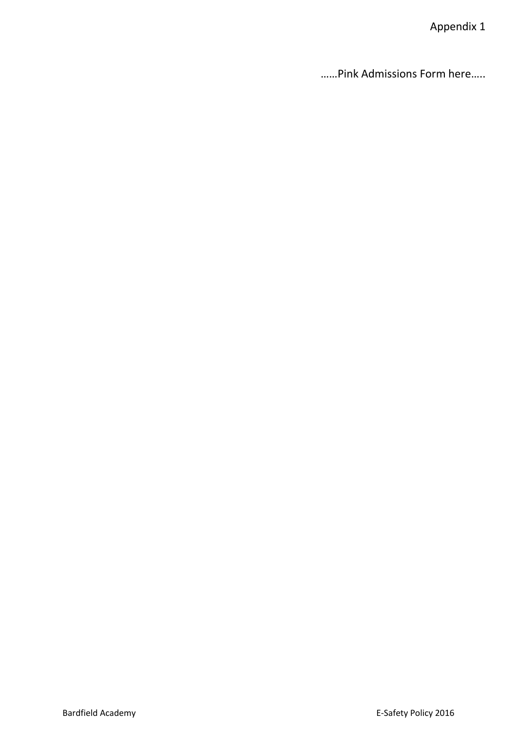Appendix 1

……Pink Admissions Form here…..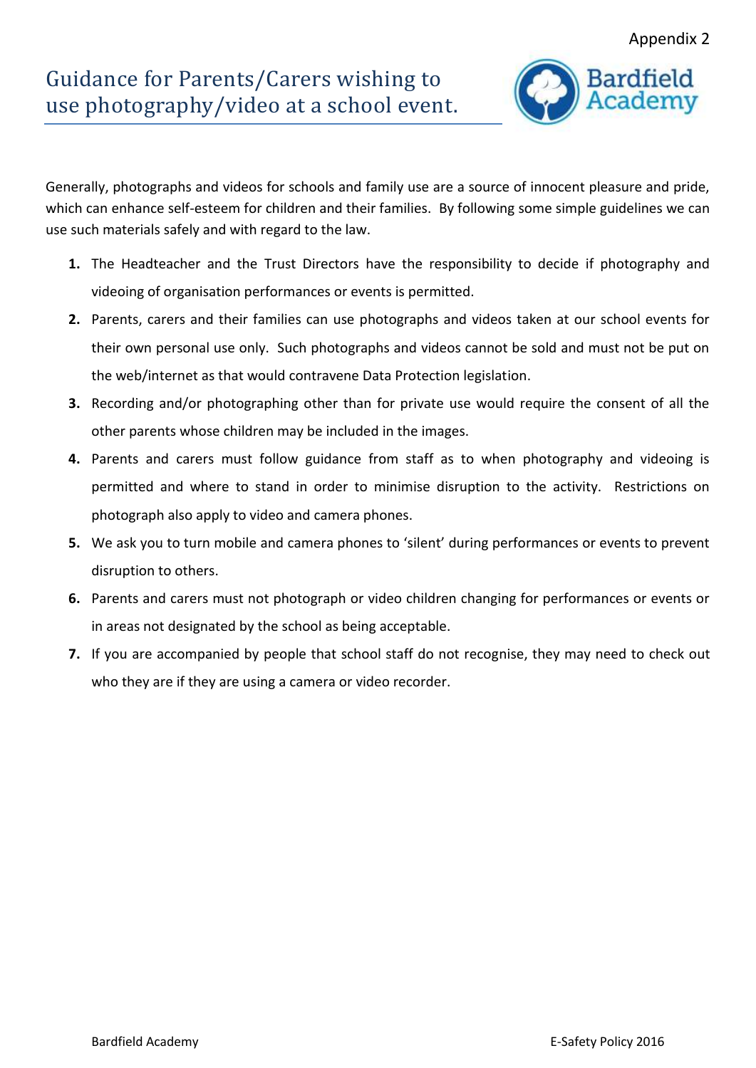Appendix 2

# Guidance for Parents/Carers wishing to use photography/video at a school event.

Generally, photographs and videos for schools and family use are a source of innocent pleasure and pride, which can enhance self-esteem for children and their families. By following some simple guidelines we can use such materials safely and with regard to the law.

1. The Headteacher and the Trust Directors have the responsibility to decide if photography and videoing of organisation performances or events is permitted.
2. Parents, carers and their families can use photographs and videos taken at our school events for their own personal use only. Such photographs and videos cannot be sold and must not be put on the web/internet as that would contravene Data Protection legislation.
3. Recording and/or photographing other than for private use would require the consent of all the other parents whose children may be included in the images.
4. Parents and carers must follow guidance from staff as to when photography and videoing is permitted and where to stand in order to minimise disruption to the activity. Restrictions on photograph also apply to video and camera phones.
5. We ask you to turn mobile and camera phones to 'silent' during performances or events to prevent disruption to others.
6. Parents and carers must not photograph or video children changing for performances or events or in areas not designated by the school as being acceptable.
7. If you are accompanied by people that school staff do not recognise, they may need to check out who they are if they are using a camera or video recorder.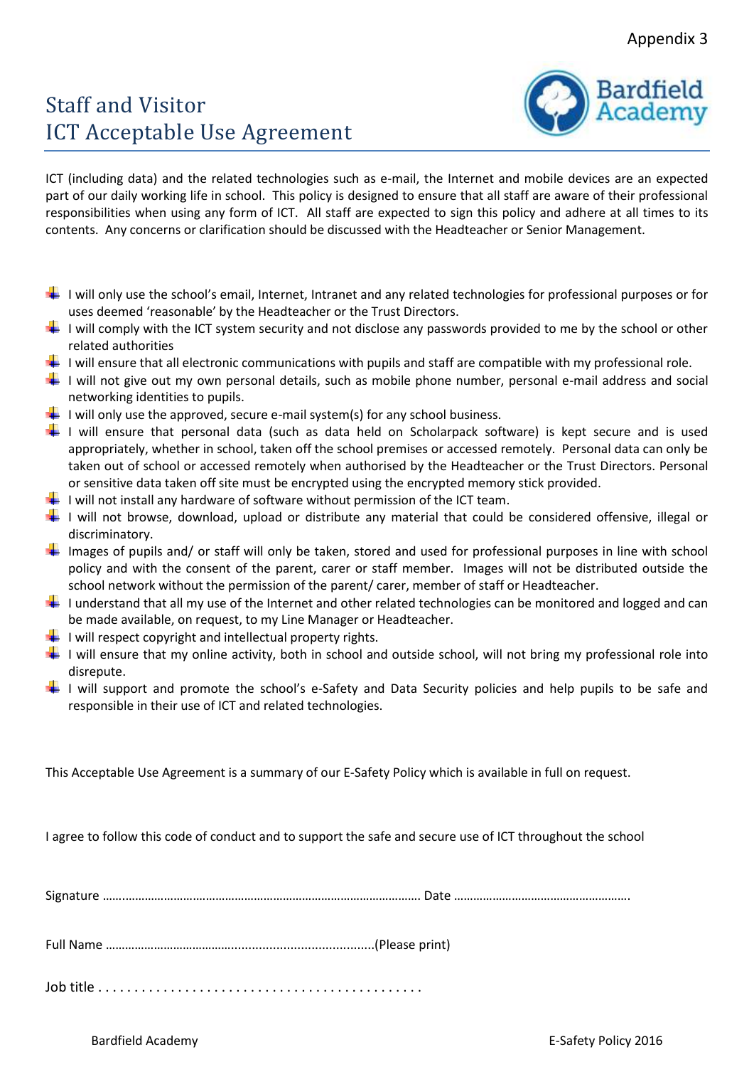Appendix 3

# Staff and Visitor ICT Acceptable Use Agreement

ICT (including data) and the related technologies such as e-mail, the Internet and mobile devices are an expected part of our daily working life in school. This policy is designed to ensure that all staff are aware of their professional responsibilities when using any form of ICT. All staff are expected to sign this policy and adhere at all times to its contents. Any concerns or clarification should be discussed with the Headteacher or Senior Management.

- I will only use the school's email, Internet, Intranet and any related technologies for professional purposes or for uses deemed 'reasonable' by the Headteacher or the Trust Directors.
- I will comply with the ICT system security and not disclose any passwords provided to me by the school or other related authorities
- I will ensure that all electronic communications with pupils and staff are compatible with my professional role.
- I will not give out my own personal details, such as mobile phone number, personal e-mail address and social networking identities to pupils.
- I will only use the approved, secure e-mail system(s) for any school business.
- I will ensure that personal data (such as data held on Scholarpack software) is kept secure and is used appropriately, whether in school, taken off the school premises or accessed remotely. Personal data can only be taken out of school or accessed remotely when authorised by the Headteacher or the Trust Directors. Personal or sensitive data taken off site must be encrypted using the encrypted memory stick provided.
- I will not install any hardware of software without permission of the ICT team.
- I will not browse, download, upload or distribute any material that could be considered offensive, illegal or discriminatory.
- Images of pupils and/ or staff will only be taken, stored and used for professional purposes in line with school policy and with the consent of the parent, carer or staff member. Images will not be distributed outside the school network without the permission of the parent/ carer, member of staff or Headteacher.
- I understand that all my use of the Internet and other related technologies can be monitored and logged and can be made available, on request, to my Line Manager or Headteacher.
- I will respect copyright and intellectual property rights.
- I will ensure that my online activity, both in school and outside school, will not bring my professional role into disrepute.
- I will support and promote the school's e-Safety and Data Security policies and help pupils to be safe and responsible in their use of ICT and related technologies.

This Acceptable Use Agreement is a summary of our E-Safety Policy which is available in full on request.

I agree to follow this code of conduct and to support the safe and secure use of ICT throughout the school

Signature …………………………………………………………………………………… Date ……………………………………………….

Full Name ………………………………….......................................(Please print)

Job title . . . . . . . . . . . . . . . . . . . . . . . . . . . . . . . . . . . . . . . . . . . .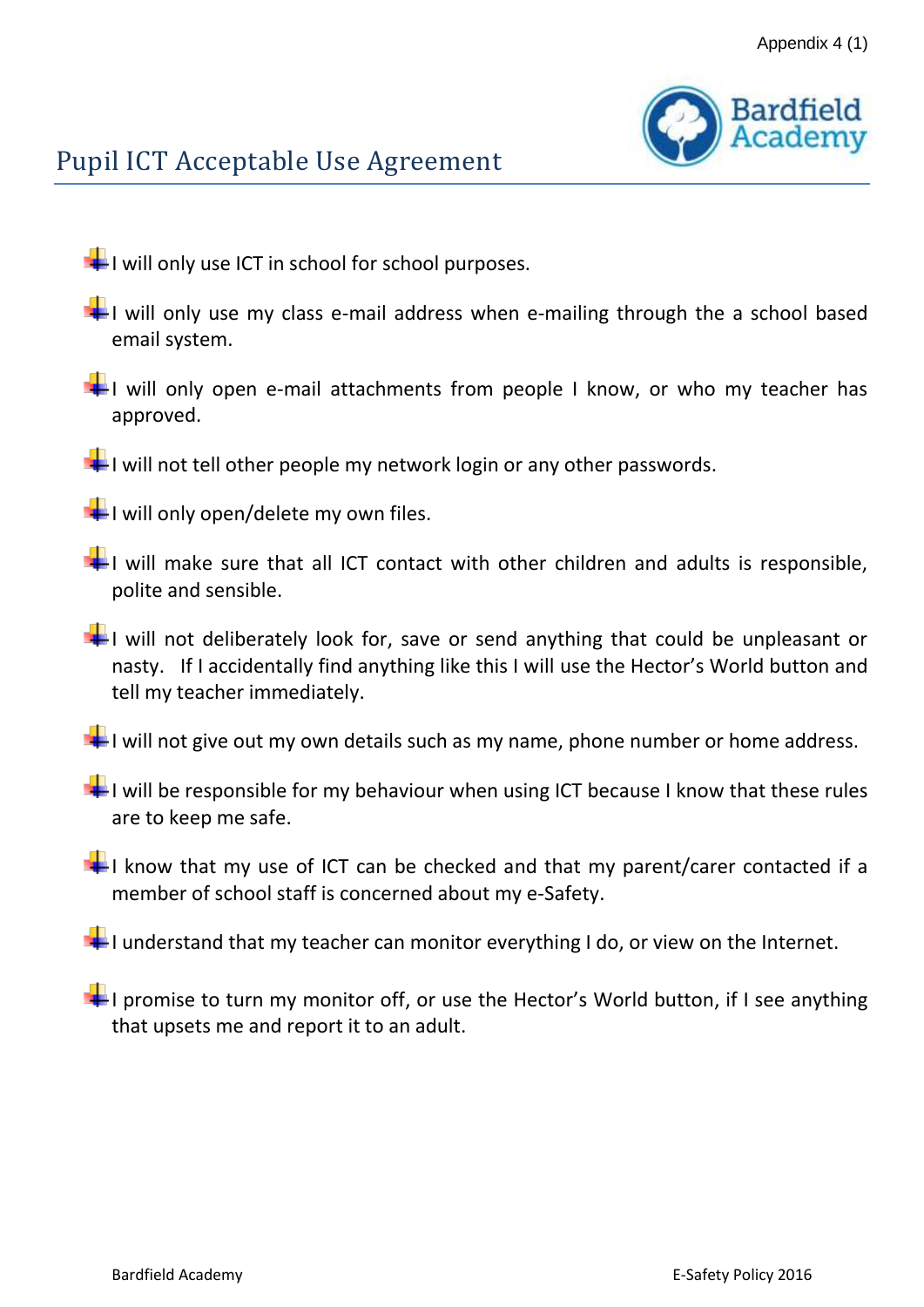Appendix 4 (1)

# Pupil ICT Acceptable Use Agreement

- I will only use ICT in school for school purposes.
- I will only use my class e-mail address when e-mailing through the a school based email system.
- I will only open e-mail attachments from people I know, or who my teacher has approved.
- I will not tell other people my network login or any other passwords.
- I will only open/delete my own files.
- I will make sure that all ICT contact with other children and adults is responsible, polite and sensible.
- I will not deliberately look for, save or send anything that could be unpleasant or nasty. If I accidentally find anything like this I will use the Hector's World button and tell my teacher immediately.
- I will not give out my own details such as my name, phone number or home address.
- I will be responsible for my behaviour when using ICT because I know that these rules are to keep me safe.
- I know that my use of ICT can be checked and that my parent/carer contacted if a member of school staff is concerned about my e-Safety.
- I understand that my teacher can monitor everything I do, or view on the Internet.
- I promise to turn my monitor off, or use the Hector's World button, if I see anything that upsets me and report it to an adult.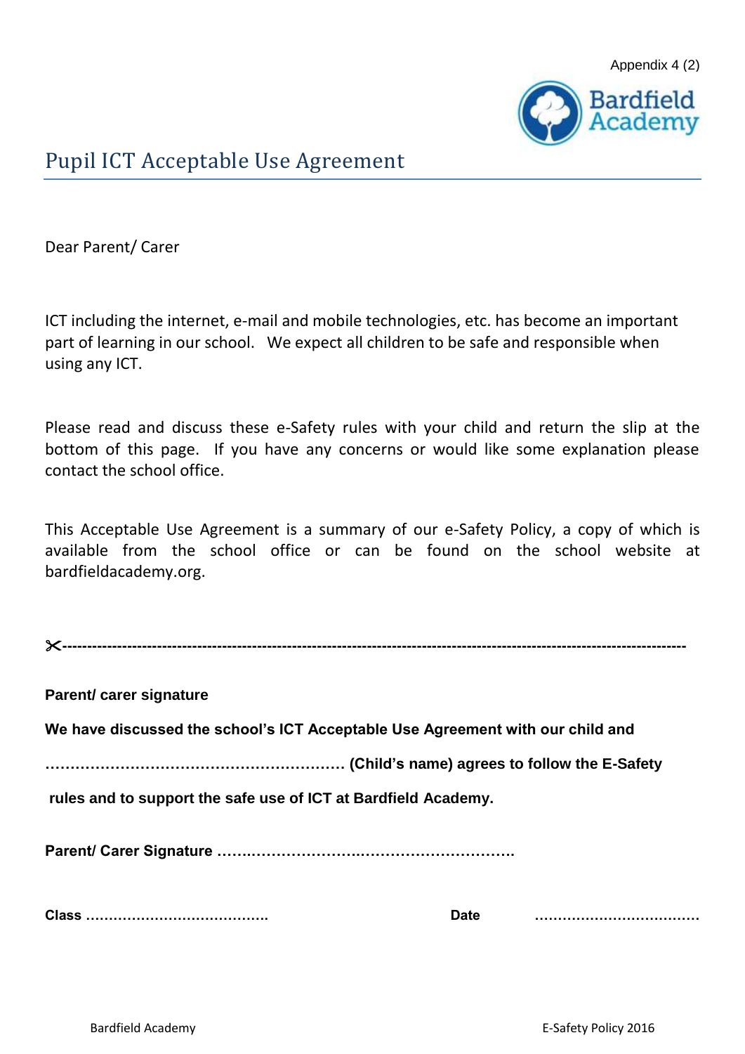Appendix 4 (2)

Bardfield Academy

# Pupil ICT Acceptable Use Agreement

Dear Parent/ Carer

ICT including the internet, e-mail and mobile technologies, etc. has become an important part of learning in our school. We expect all children to be safe and responsible when using any ICT.

Please read and discuss these e-Safety rules with your child and return the slip at the bottom of this page. If you have any concerns or would like some explanation please contact the school office.

This Acceptable Use Agreement is a summary of our e-Safety Policy, a copy of which is available from the school office or can be found on the school website at bardfieldacademy.org.

✂------------------------------------------------------------------------------------------------------------------------

**Parent/ carer signature**

**We have discussed the school's ICT Acceptable Use Agreement with our child and**

**…………………………………………………… (Child's name) agrees to follow the E-Safety rules and to support the safe use of ICT at Bardfield Academy.**

**Parent/ Carer Signature …………………………………………………….**

**Class …………………………………** **Date ………………………………**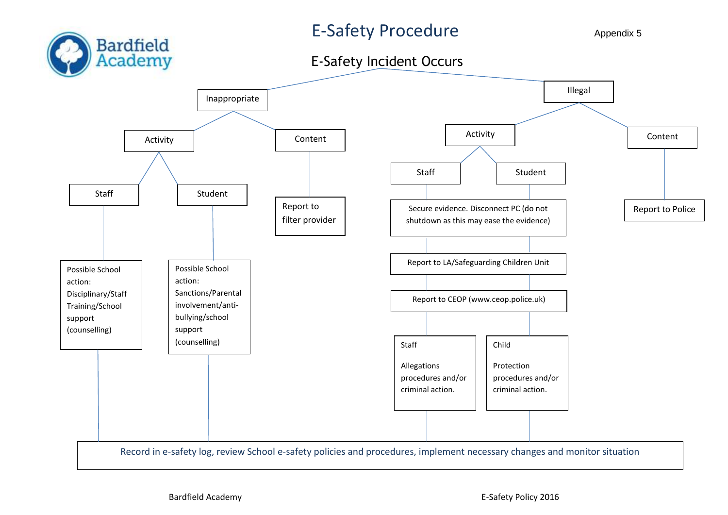# E-Safety Procedure

Appendix 5

## E-Safety Incident Occurs

- **Inappropriate**
  - **Activity**
    - **Staff**
      - Possible School action: Disciplinary/Staff Training/School support (counselling)
    - **Student**
      - Possible School action: Sanctions/Parental involvement/anti-bullying/school support (counselling)
  - **Content**
    - Report to filter provider
- **Illegal**
  - **Activity**
    - **Staff** / **Student**
      - Secure evidence. Disconnect PC (do not shutdown as this may ease the evidence)
      - Report to LA/Safeguarding Children Unit
      - Report to CEOP (www.ceop.police.uk)
      - Staff: Allegations procedures and/or criminal action.
      - Child: Protection procedures and/or criminal action.
  - **Content**
    - Report to Police

Record in e-safety log, review School e-safety policies and procedures, implement necessary changes and monitor situation